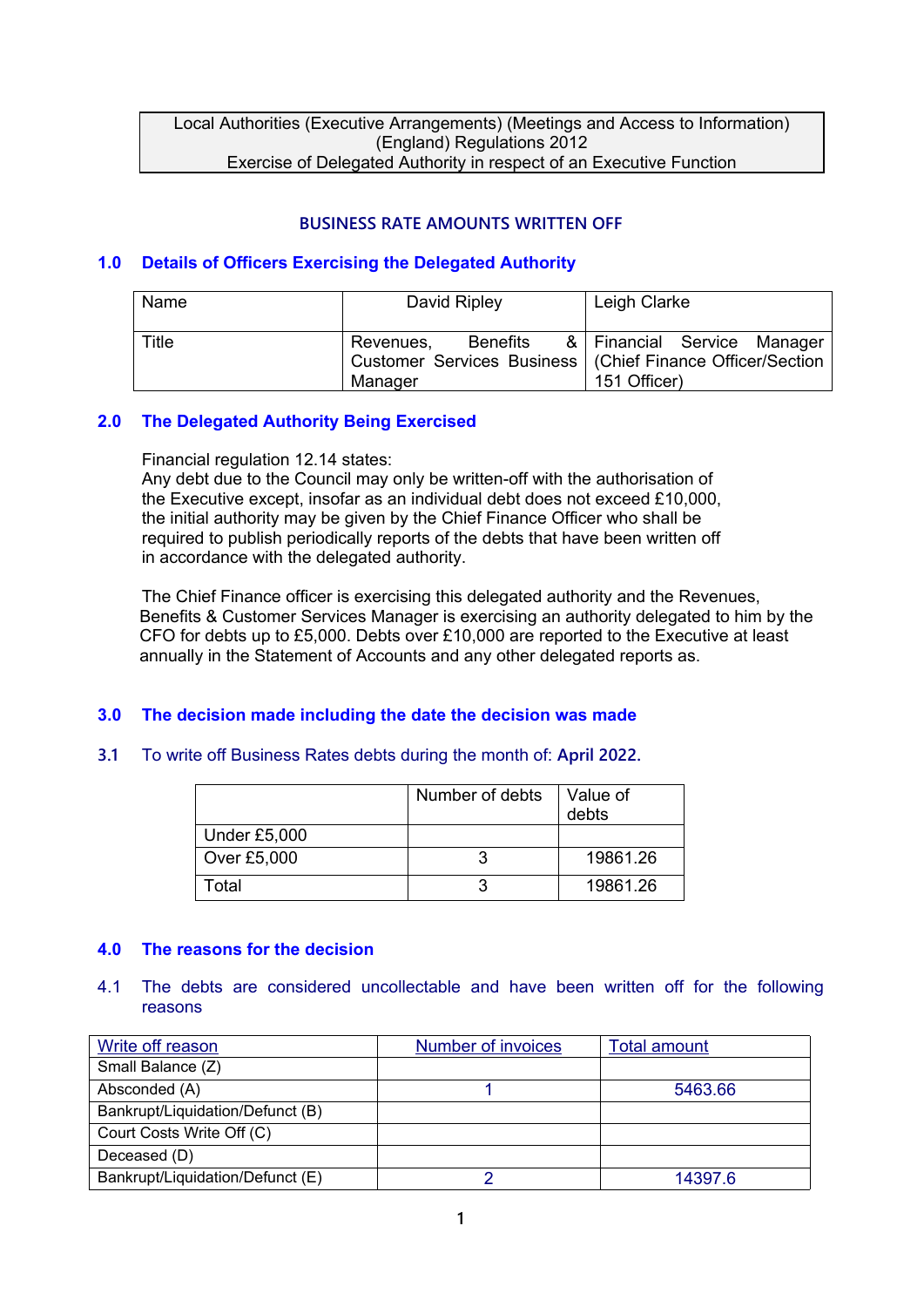Local Authorities (Executive Arrangements) (Meetings and Access to Information) (England) Regulations 2012
Exercise of Delegated Authority in respect of an Executive Function

## BUSINESS RATE AMOUNTS WRITTEN OFF

### 1.0 Details of Officers Exercising the Delegated Authority

| Name | David Ripley | Leigh Clarke |
|---|---|---|
| Title | Revenues, Benefits & Customer Services Business Manager | Financial Service Manager (Chief Finance Officer/Section 151 Officer) |

### 2.0 The Delegated Authority Being Exercised

Financial regulation 12.14 states:
Any debt due to the Council may only be written-off with the authorisation of the Executive except, insofar as an individual debt does not exceed £10,000, the initial authority may be given by the Chief Finance Officer who shall be required to publish periodically reports of the debts that have been written off in accordance with the delegated authority.

The Chief Finance officer is exercising this delegated authority and the Revenues, Benefits & Customer Services Manager is exercising an authority delegated to him by the CFO for debts up to £5,000. Debts over £10,000 are reported to the Executive at least annually in the Statement of Accounts and any other delegated reports as.

### 3.0 The decision made including the date the decision was made

**3.1** To write off Business Rates debts during the month of: **April 2022.**

| | Number of debts | Value of debts |
|---|---|---|
| Under £5,000 | | |
| Over £5,000 | 3 | 19861.26 |
| Total | 3 | 19861.26 |

### 4.0 The reasons for the decision

**4.1** The debts are considered uncollectable and have been written off for the following reasons

| Write off reason | Number of invoices | Total amount |
|---|---|---|
| Small Balance (Z) | | |
| Absconded (A) | 1 | 5463.66 |
| Bankrupt/Liquidation/Defunct (B) | | |
| Court Costs Write Off (C) | | |
| Deceased (D) | | |
| Bankrupt/Liquidation/Defunct (E) | 2 | 14397.6 |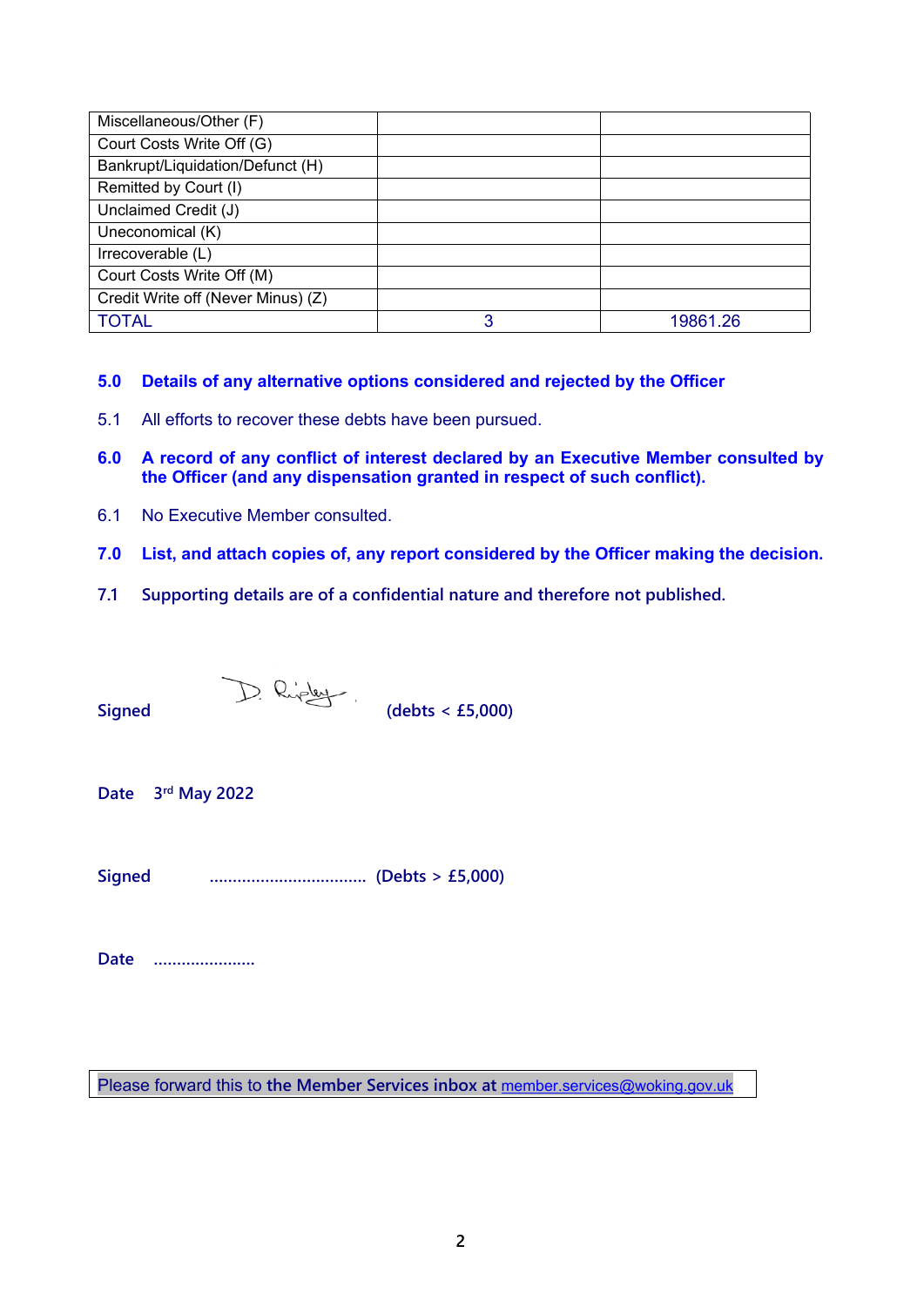| | | |
|---|---|---|
| Miscellaneous/Other (F) | | |
| Court Costs Write Off (G) | | |
| Bankrupt/Liquidation/Defunct (H) | | |
| Remitted by Court (I) | | |
| Unclaimed Credit (J) | | |
| Uneconomical (K) | | |
| Irrecoverable (L) | | |
| Court Costs Write Off (M) | | |
| Credit Write off (Never Minus) (Z) | | |
| TOTAL | 3 | 19861.26 |

**5.0 Details of any alternative options considered and rejected by the Officer**

5.1 All efforts to recover these debts have been pursued.

**6.0 A record of any conflict of interest declared by an Executive Member consulted by the Officer (and any dispensation granted in respect of such conflict).**

6.1 No Executive Member consulted.

**7.0 List, and attach copies of, any report considered by the Officer making the decision.**

**7.1 Supporting details are of a confidential nature and therefore not published.**

**Signed** D. Ripley **(debts < £5,000)**

**Date 3rd May 2022**

**Signed ................................. (Debts > £5,000)**

**Date ......................**

Please forward this to **the Member Services inbox at** member.services@woking.gov.uk